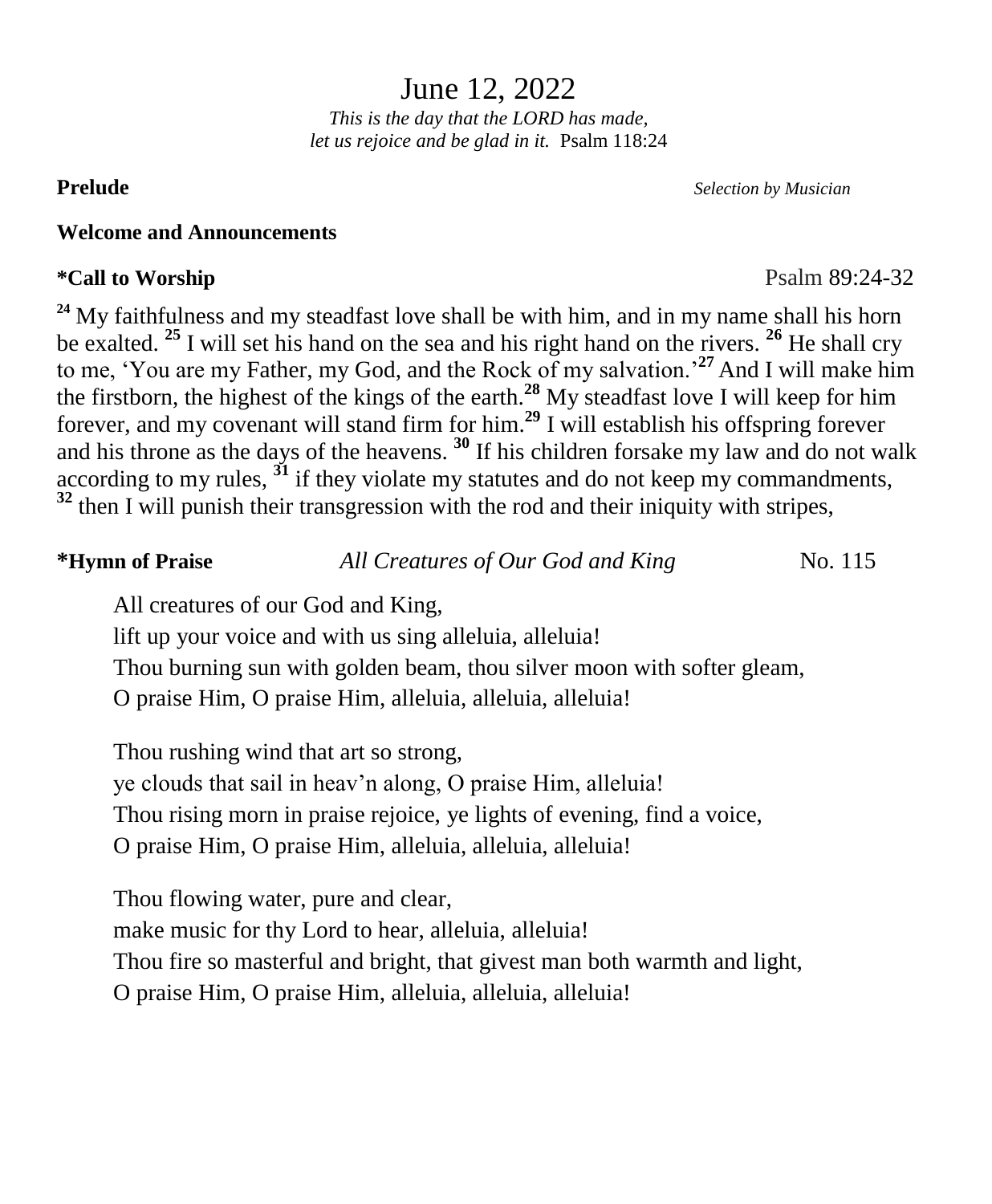# June 12, 2022

*This is the day that the LORD has made,*
*let us rejoice and be glad in it.* Psalm 118:24

**Prelude** *Selection by Musician*

**Welcome and Announcements**

**\*Call to Worship** Psalm 89:24-32

[24] My faithfulness and my steadfast love shall be with him, and in my name shall his horn be exalted. [25] I will set his hand on the sea and his right hand on the rivers. [26] He shall cry to me, 'You are my Father, my God, and the Rock of my salvation.'[27] And I will make him the firstborn, the highest of the kings of the earth.[28] My steadfast love I will keep for him forever, and my covenant will stand firm for him.[29] I will establish his offspring forever and his throne as the days of the heavens. [30] If his children forsake my law and do not walk according to my rules, [31] if they violate my statutes and do not keep my commandments, [32] then I will punish their transgression with the rod and their iniquity with stripes,

**\*Hymn of Praise** *All Creatures of Our God and King* No. 115

All creatures of our God and King,
lift up your voice and with us sing alleluia, alleluia!
Thou burning sun with golden beam, thou silver moon with softer gleam,
O praise Him, O praise Him, alleluia, alleluia, alleluia!

Thou rushing wind that art so strong,
ye clouds that sail in heav'n along, O praise Him, alleluia!
Thou rising morn in praise rejoice, ye lights of evening, find a voice,
O praise Him, O praise Him, alleluia, alleluia, alleluia!

Thou flowing water, pure and clear,
make music for thy Lord to hear, alleluia, alleluia!
Thou fire so masterful and bright, that givest man both warmth and light,
O praise Him, O praise Him, alleluia, alleluia, alleluia!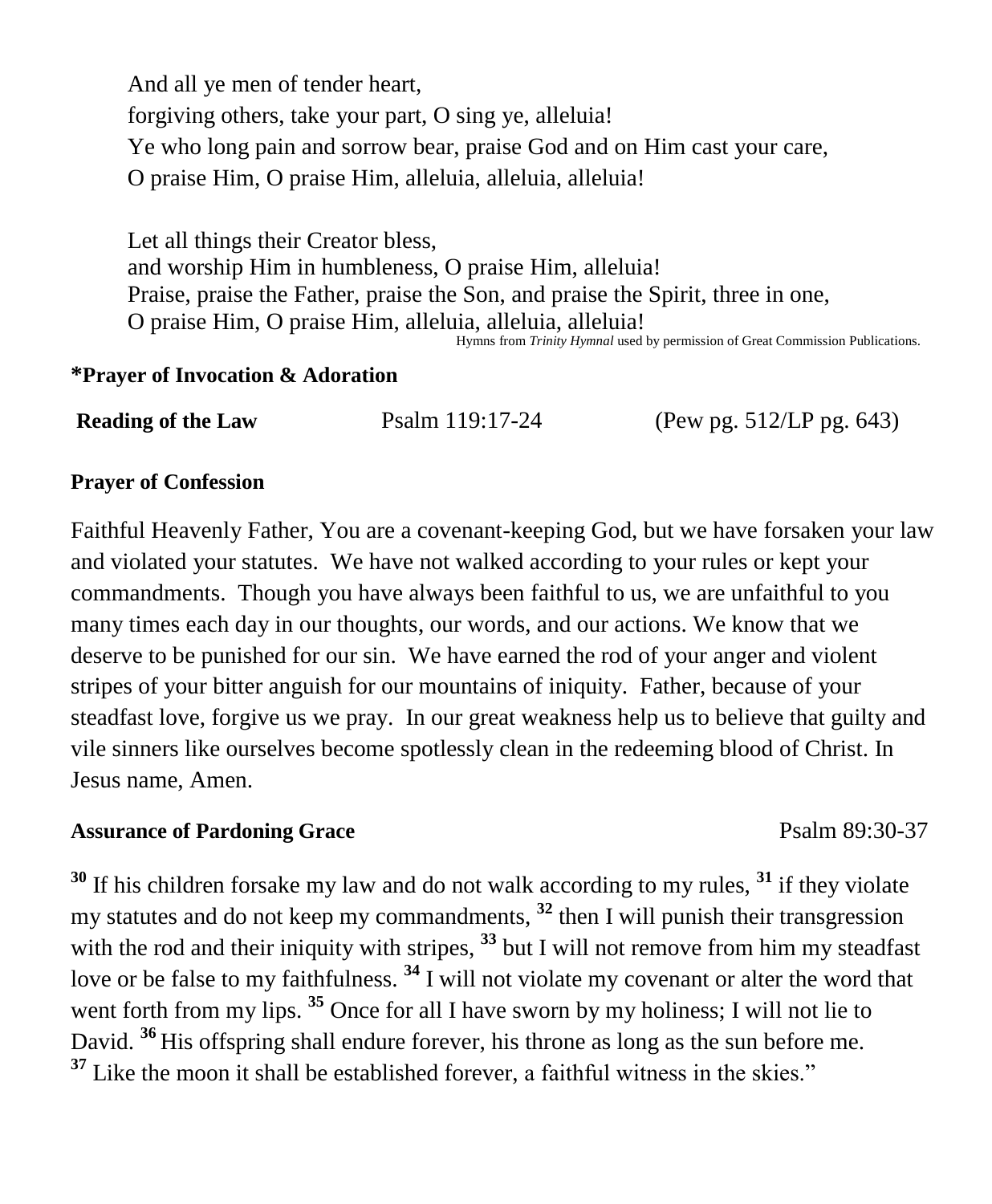And all ye men of tender heart,
forgiving others, take your part, O sing ye, alleluia!
Ye who long pain and sorrow bear, praise God and on Him cast your care,
O praise Him, O praise Him, alleluia, alleluia, alleluia!

Let all things their Creator bless,
and worship Him in humbleness, O praise Him, alleluia!
Praise, praise the Father, praise the Son, and praise the Spirit, three in one,
O praise Him, O praise Him, alleluia, alleluia, alleluia!

Hymns from *Trinity Hymnal* used by permission of Great Commission Publications.

**\*Prayer of Invocation & Adoration**

**Reading of the Law** Psalm 119:17-24 (Pew pg. 512/LP pg. 643)

**Prayer of Confession**

Faithful Heavenly Father, You are a covenant-keeping God, but we have forsaken your law and violated your statutes. We have not walked according to your rules or kept your commandments. Though you have always been faithful to us, we are unfaithful to you many times each day in our thoughts, our words, and our actions. We know that we deserve to be punished for our sin. We have earned the rod of your anger and violent stripes of your bitter anguish for our mountains of iniquity. Father, because of your steadfast love, forgive us we pray. In our great weakness help us to believe that guilty and vile sinners like ourselves become spotlessly clean in the redeeming blood of Christ. In Jesus name, Amen.

**Assurance of Pardoning Grace** Psalm 89:30-37

**30** If his children forsake my law and do not walk according to my rules, **31** if they violate my statutes and do not keep my commandments, **32** then I will punish their transgression with the rod and their iniquity with stripes, **33** but I will not remove from him my steadfast love or be false to my faithfulness. **34** I will not violate my covenant or alter the word that went forth from my lips. **35** Once for all I have sworn by my holiness; I will not lie to David. **36** His offspring shall endure forever, his throne as long as the sun before me. **37** Like the moon it shall be established forever, a faithful witness in the skies."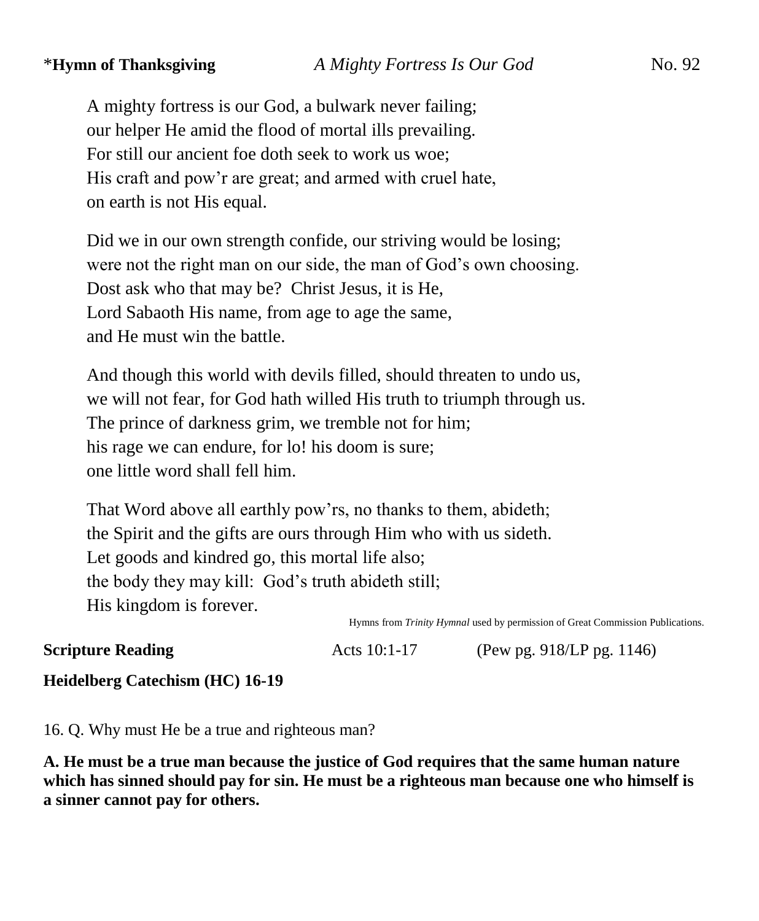*__Hymn of Thanksgiving__ *A Mighty Fortress Is Our God* No. 92

A mighty fortress is our God, a bulwark never failing;
our helper He amid the flood of mortal ills prevailing.
For still our ancient foe doth seek to work us woe;
His craft and pow’r are great; and armed with cruel hate,
on earth is not His equal.

Did we in our own strength confide, our striving would be losing;
were not the right man on our side, the man of God’s own choosing.
Dost ask who that may be? Christ Jesus, it is He,
Lord Sabaoth His name, from age to age the same,
and He must win the battle.

And though this world with devils filled, should threaten to undo us,
we will not fear, for God hath willed His truth to triumph through us.
The prince of darkness grim, we tremble not for him;
his rage we can endure, for lo! his doom is sure;
one little word shall fell him.

That Word above all earthly pow’rs, no thanks to them, abideth;
the Spirit and the gifts are ours through Him who with us sideth.
Let goods and kindred go, this mortal life also;
the body they may kill: God’s truth abideth still;
His kingdom is forever.

Hymns from *Trinity Hymnal* used by permission of Great Commission Publications.

**Scripture Reading** Acts 10:1-17 (Pew pg. 918/LP pg. 1146)

**Heidelberg Catechism (HC) 16-19**

16. Q. Why must He be a true and righteous man?

**A. He must be a true man because the justice of God requires that the same human nature which has sinned should pay for sin. He must be a righteous man because one who himself is a sinner cannot pay for others.**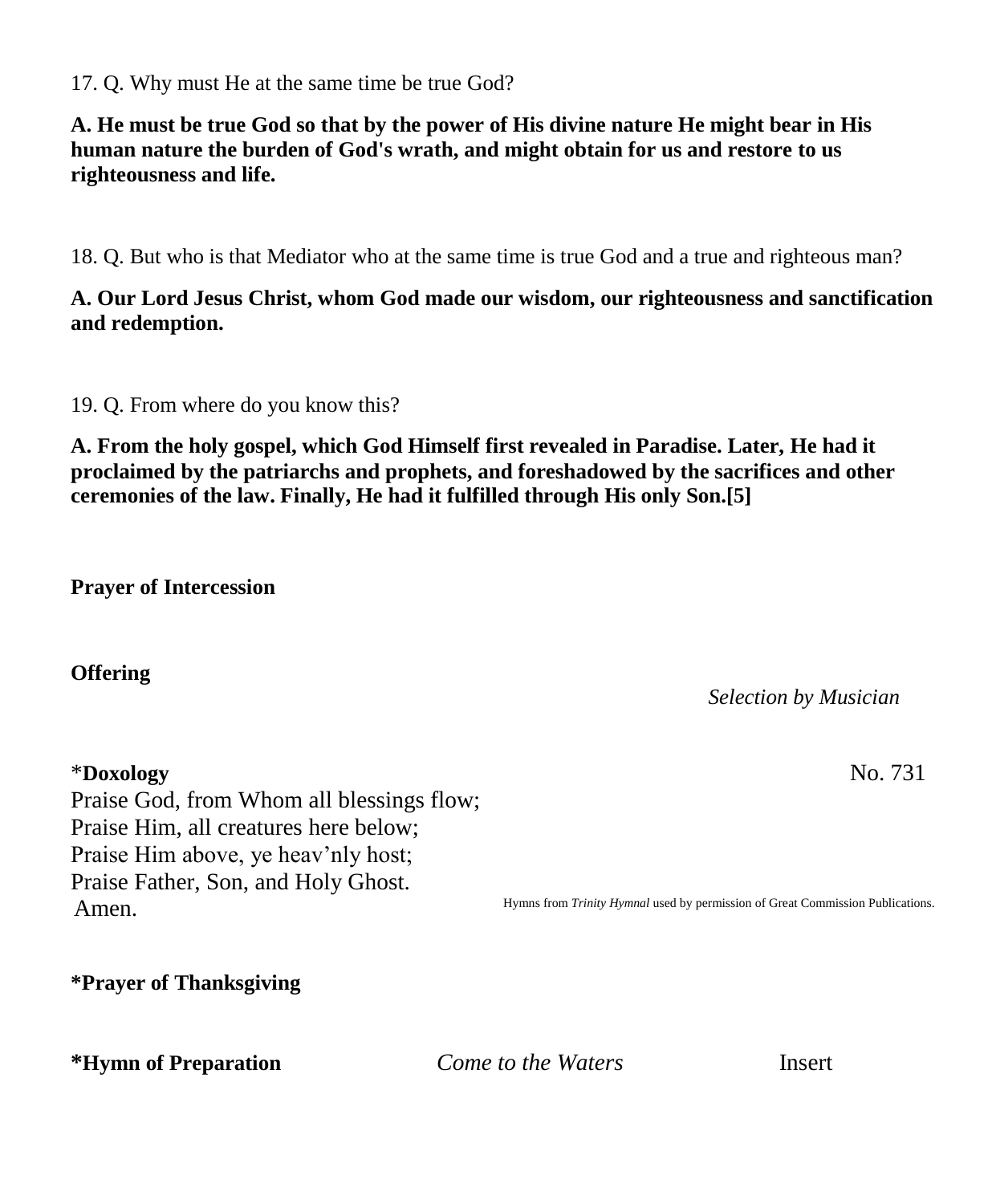17. Q. Why must He at the same time be true God?

**A. He must be true God so that by the power of His divine nature He might bear in His human nature the burden of God's wrath, and might obtain for us and restore to us righteousness and life.**

18. Q. But who is that Mediator who at the same time is true God and a true and righteous man?

**A. Our Lord Jesus Christ, whom God made our wisdom, our righteousness and sanctification and redemption.**

19. Q. From where do you know this?

**A. From the holy gospel, which God Himself first revealed in Paradise. Later, He had it proclaimed by the patriarchs and prophets, and foreshadowed by the sacrifices and other ceremonies of the law. Finally, He had it fulfilled through His only Son.[5]**

**Prayer of Intercession**

**Offering**

*Selection by Musician*

*__Doxology__ No. 731

Praise God, from Whom all blessings flow;
Praise Him, all creatures here below;
Praise Him above, ye heav'nly host;
Praise Father, Son, and Holy Ghost.
Amen.

Hymns from *Trinity Hymnal* used by permission of Great Commission Publications.

**\*Prayer of Thanksgiving**

**\*Hymn of Preparation** *Come to the Waters* Insert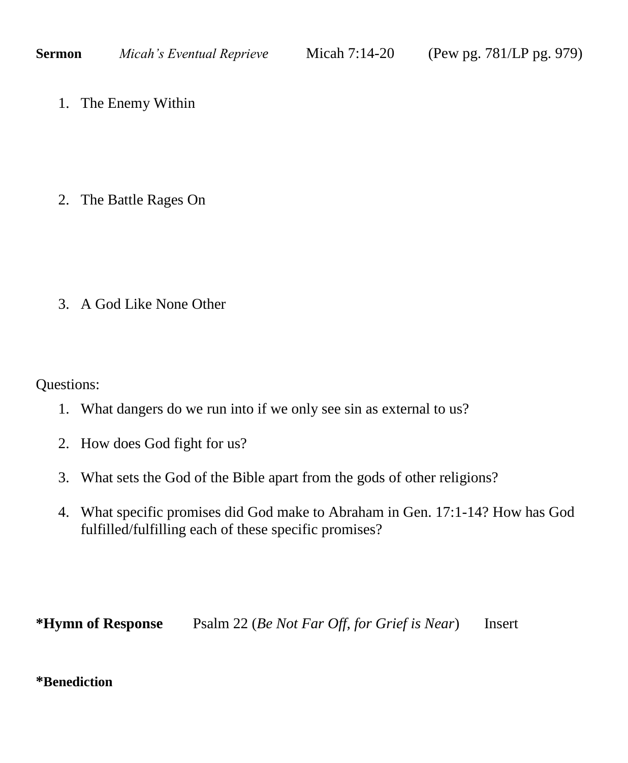**Sermon** *Micah's Eventual Reprieve* Micah 7:14-20 (Pew pg. 781/LP pg. 979)

1. The Enemy Within

2. The Battle Rages On

3. A God Like None Other

Questions:

1. What dangers do we run into if we only see sin as external to us?
2. How does God fight for us?
3. What sets the God of the Bible apart from the gods of other religions?
4. What specific promises did God make to Abraham in Gen. 17:1-14? How has God fulfilled/fulfilling each of these specific promises?

**\*Hymn of Response** Psalm 22 (*Be Not Far Off, for Grief is Near*) Insert

**\*Benediction**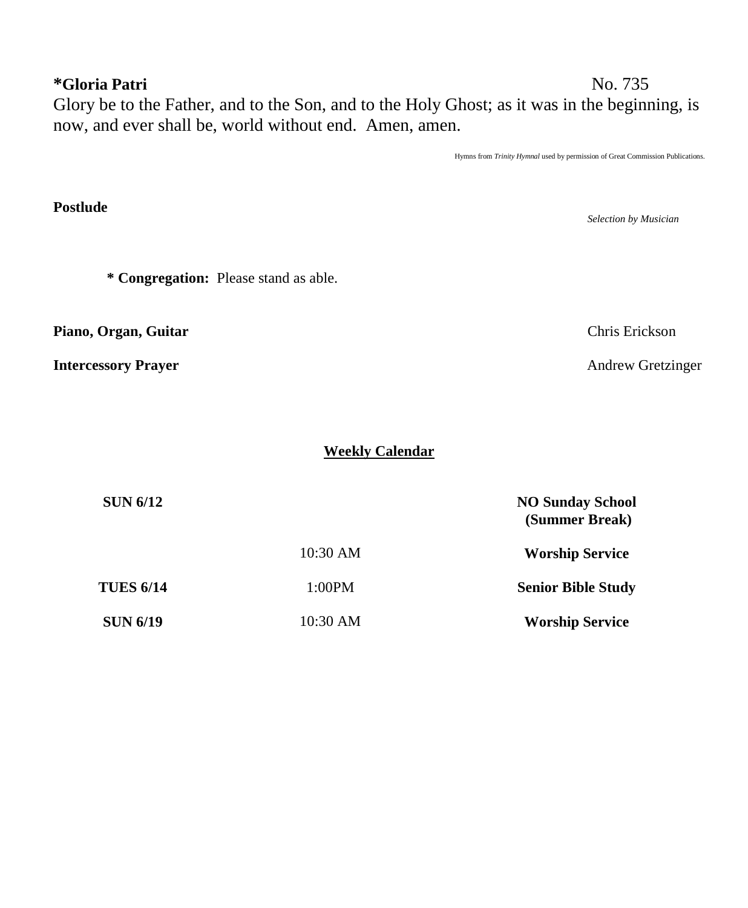**\*Gloria Patri** No. 735

Glory be to the Father, and to the Son, and to the Holy Ghost; as it was in the beginning, is now, and ever shall be, world without end. Amen, amen.

Hymns from *Trinity Hymnal* used by permission of Great Commission Publications.

**Postlude** *Selection by Musician*

**\* Congregation:** Please stand as able.

**Piano, Organ, Guitar** Chris Erickson

**Intercessory Prayer** Andrew Gretzinger

## Weekly Calendar

| | | |
|---|---|---|
| **SUN 6/12** | | **NO Sunday School (Summer Break)** |
| | 10:30 AM | **Worship Service** |
| **TUES 6/14** | 1:00PM | **Senior Bible Study** |
| **SUN 6/19** | 10:30 AM | **Worship Service** |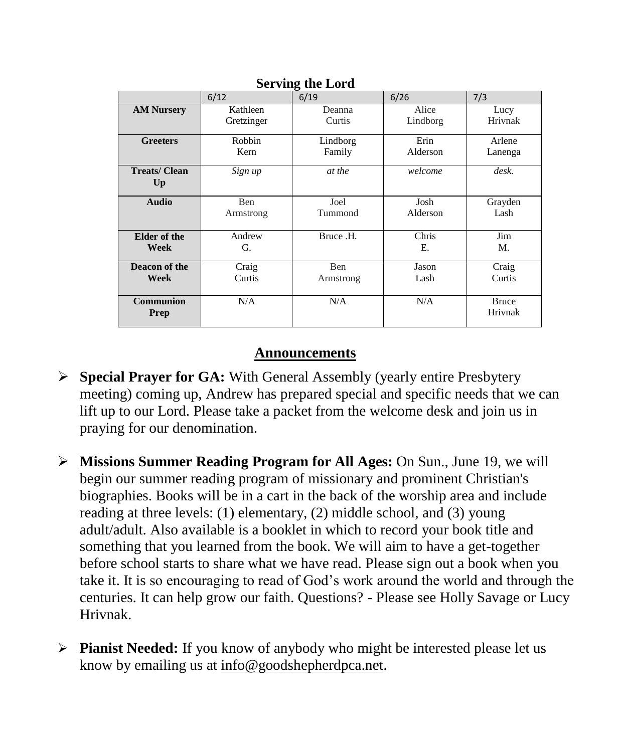## Serving the Lord

| | 6/12 | 6/19 | 6/26 | 7/3 |
|---|---|---|---|---|
| **AM Nursery** | Kathleen Gretzinger | Deanna Curtis | Alice Lindborg | Lucy Hrivnak |
| **Greeters** | Robbin Kern | Lindborg Family | Erin Alderson | Arlene Lanenga |
| **Treats/ Clean Up** | *Sign up* | *at the* | *welcome* | *desk.* |
| **Audio** | Ben Armstrong | Joel Tummond | Josh Alderson | Grayden Lash |
| **Elder of the Week** | Andrew G. | Bruce .H. | Chris E. | Jim M. |
| **Deacon of the Week** | Craig Curtis | Ben Armstrong | Jason Lash | Craig Curtis |
| **Communion Prep** | N/A | N/A | N/A | Bruce Hrivnak |

## Announcements

- **Special Prayer for GA:** With General Assembly (yearly entire Presbytery meeting) coming up, Andrew has prepared special and specific needs that we can lift up to our Lord. Please take a packet from the welcome desk and join us in praying for our denomination.

- **Missions Summer Reading Program for All Ages:** On Sun., June 19, we will begin our summer reading program of missionary and prominent Christian's biographies. Books will be in a cart in the back of the worship area and include reading at three levels: (1) elementary, (2) middle school, and (3) young adult/adult. Also available is a booklet in which to record your book title and something that you learned from the book. We will aim to have a get-together before school starts to share what we have read. Please sign out a book when you take it. It is so encouraging to read of God's work around the world and through the centuries. It can help grow our faith. Questions? - Please see Holly Savage or Lucy Hrivnak.

- **Pianist Needed:** If you know of anybody who might be interested please let us know by emailing us at info@goodshepherdpca.net.